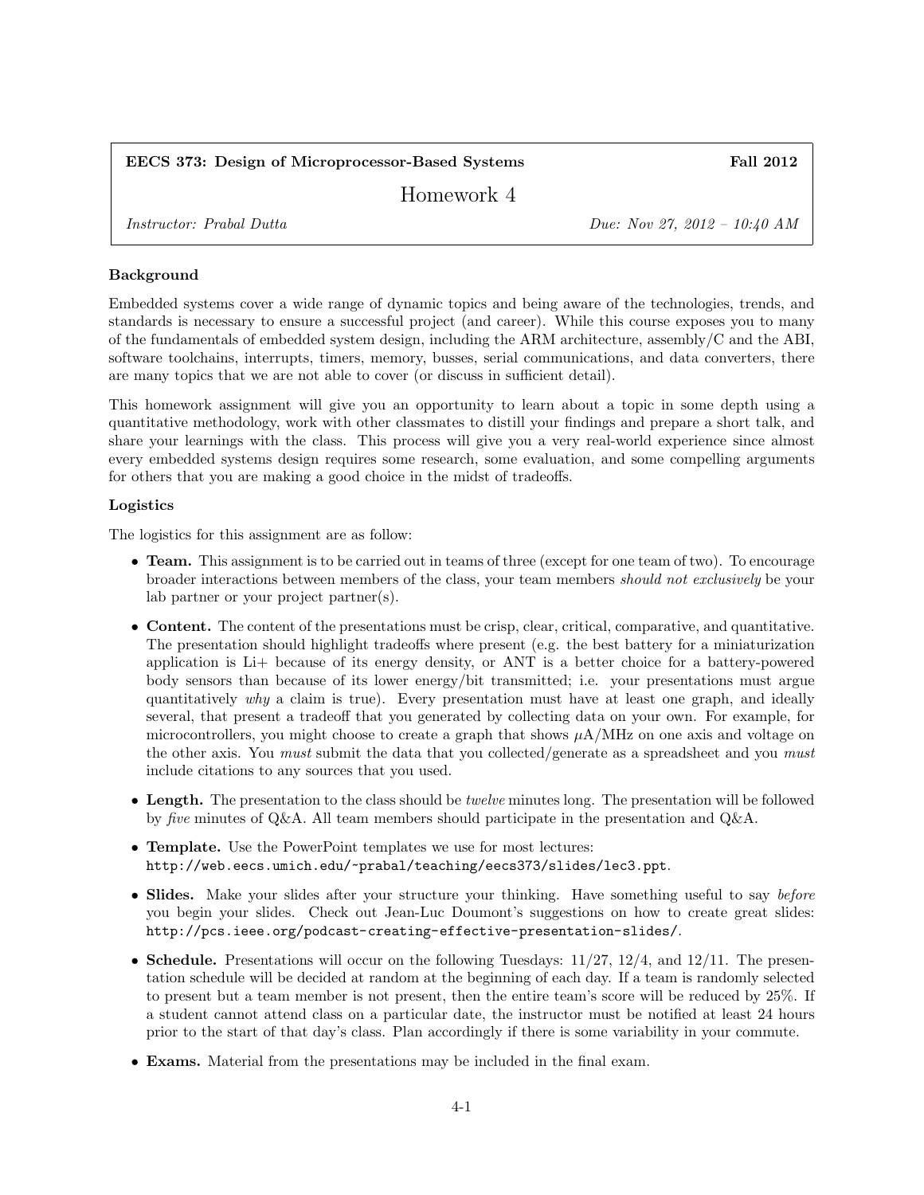**EECS 373: Design of Microprocessor-Based Systems** **Fall 2012**

# Homework 4

*Instructor: Prabal Dutta* *Due: Nov 27, 2012 – 10:40 AM*

**Background**

Embedded systems cover a wide range of dynamic topics and being aware of the technologies, trends, and standards is necessary to ensure a successful project (and career). While this course exposes you to many of the fundamentals of embedded system design, including the ARM architecture, assembly/C and the ABI, software toolchains, interrupts, timers, memory, busses, serial communications, and data converters, there are many topics that we are not able to cover (or discuss in sufficient detail).

This homework assignment will give you an opportunity to learn about a topic in some depth using a quantitative methodology, work with other classmates to distill your findings and prepare a short talk, and share your learnings with the class. This process will give you a very real-world experience since almost every embedded systems design requires some research, some evaluation, and some compelling arguments for others that you are making a good choice in the midst of tradeoffs.

**Logistics**

The logistics for this assignment are as follow:

- **Team.** This assignment is to be carried out in teams of three (except for one team of two). To encourage broader interactions between members of the class, your team members *should not exclusively* be your lab partner or your project partner(s).
- **Content.** The content of the presentations must be crisp, clear, critical, comparative, and quantitative. The presentation should highlight tradeoffs where present (e.g. the best battery for a miniaturization application is Li+ because of its energy density, or ANT is a better choice for a battery-powered body sensors than because of its lower energy/bit transmitted; i.e. your presentations must argue quantitatively *why* a claim is true). Every presentation must have at least one graph, and ideally several, that present a tradeoff that you generated by collecting data on your own. For example, for microcontrollers, you might choose to create a graph that shows $\mu$A/MHz on one axis and voltage on the other axis. You *must* submit the data that you collected/generate as a spreadsheet and you *must* include citations to any sources that you used.
- **Length.** The presentation to the class should be *twelve* minutes long. The presentation will be followed by *five* minutes of Q&A. All team members should participate in the presentation and Q&A.
- **Template.** Use the PowerPoint templates we use for most lectures: `http://web.eecs.umich.edu/~prabal/teaching/eecs373/slides/lec3.ppt`.
- **Slides.** Make your slides after your structure your thinking. Have something useful to say *before* you begin your slides. Check out Jean-Luc Doumont's suggestions on how to create great slides: `http://pcs.ieee.org/podcast-creating-effective-presentation-slides/`.
- **Schedule.** Presentations will occur on the following Tuesdays: 11/27, 12/4, and 12/11. The presentation schedule will be decided at random at the beginning of each day. If a team is randomly selected to present but a team member is not present, then the entire team's score will be reduced by 25%. If a student cannot attend class on a particular date, the instructor must be notified at least 24 hours prior to the start of that day's class. Plan accordingly if there is some variability in your commute.
- **Exams.** Material from the presentations may be included in the final exam.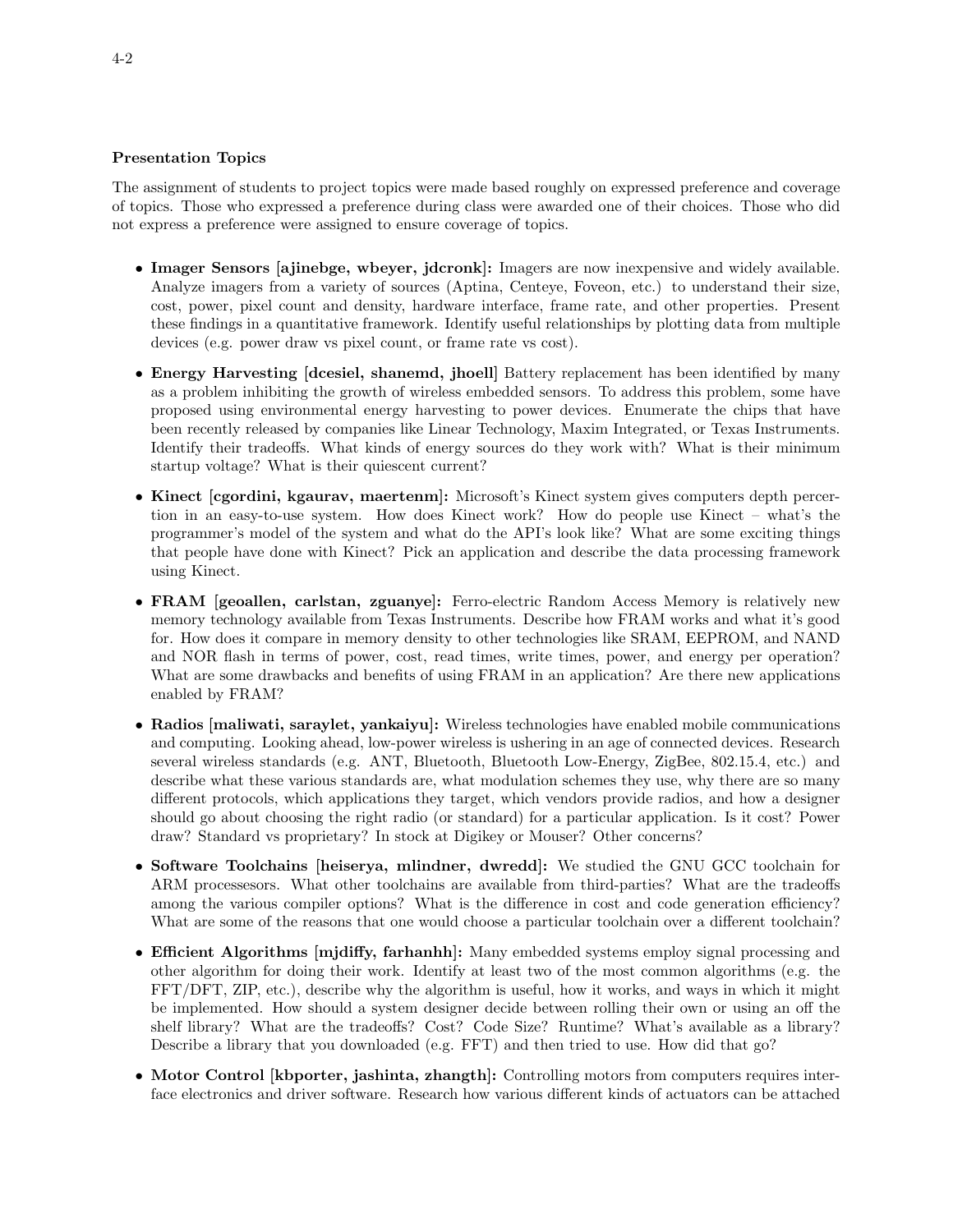**Presentation Topics**

The assignment of students to project topics were made based roughly on expressed preference and coverage of topics. Those who expressed a preference during class were awarded one of their choices. Those who did not express a preference were assigned to ensure coverage of topics.

- **Imager Sensors [ajinebge, wbeyer, jdcronk]:** Imagers are now inexpensive and widely available. Analyze imagers from a variety of sources (Aptina, Centeye, Foveon, etc.) to understand their size, cost, power, pixel count and density, hardware interface, frame rate, and other properties. Present these findings in a quantitative framework. Identify useful relationships by plotting data from multiple devices (e.g. power draw vs pixel count, or frame rate vs cost).

- **Energy Harvesting [dcesiel, shanemd, jhoell]** Battery replacement has been identified by many as a problem inhibiting the growth of wireless embedded sensors. To address this problem, some have proposed using environmental energy harvesting to power devices. Enumerate the chips that have been recently released by companies like Linear Technology, Maxim Integrated, or Texas Instruments. Identify their tradeoffs. What kinds of energy sources do they work with? What is their minimum startup voltage? What is their quiescent current?

- **Kinect [cgordini, kgaurav, maertenm]:** Microsoft's Kinect system gives computers depth percertion in an easy-to-use system. How does Kinect work? How do people use Kinect – what's the programmer's model of the system and what do the API's look like? What are some exciting things that people have done with Kinect? Pick an application and describe the data processing framework using Kinect.

- **FRAM [geoallen, carlstan, zguanye]:** Ferro-electric Random Access Memory is relatively new memory technology available from Texas Instruments. Describe how FRAM works and what it's good for. How does it compare in memory density to other technologies like SRAM, EEPROM, and NAND and NOR flash in terms of power, cost, read times, write times, power, and energy per operation? What are some drawbacks and benefits of using FRAM in an application? Are there new applications enabled by FRAM?

- **Radios [maliwati, saraylet, yankaiyu]:** Wireless technologies have enabled mobile communications and computing. Looking ahead, low-power wireless is ushering in an age of connected devices. Research several wireless standards (e.g. ANT, Bluetooth, Bluetooth Low-Energy, ZigBee, 802.15.4, etc.) and describe what these various standards are, what modulation schemes they use, why there are so many different protocols, which applications they target, which vendors provide radios, and how a designer should go about choosing the right radio (or standard) for a particular application. Is it cost? Power draw? Standard vs proprietary? In stock at Digikey or Mouser? Other concerns?

- **Software Toolchains [heiserya, mlindner, dwredd]:** We studied the GNU GCC toolchain for ARM processesors. What other toolchains are available from third-parties? What are the tradeoffs among the various compiler options? What is the difference in cost and code generation efficiency? What are some of the reasons that one would choose a particular toolchain over a different toolchain?

- **Efficient Algorithms [mjdiffy, farhanhh]:** Many embedded systems employ signal processing and other algorithm for doing their work. Identify at least two of the most common algorithms (e.g. the FFT/DFT, ZIP, etc.), describe why the algorithm is useful, how it works, and ways in which it might be implemented. How should a system designer decide between rolling their own or using an off the shelf library? What are the tradeoffs? Cost? Code Size? Runtime? What's available as a library? Describe a library that you downloaded (e.g. FFT) and then tried to use. How did that go?

- **Motor Control [kbporter, jashinta, zhangth]:** Controlling motors from computers requires interface electronics and driver software. Research how various different kinds of actuators can be attached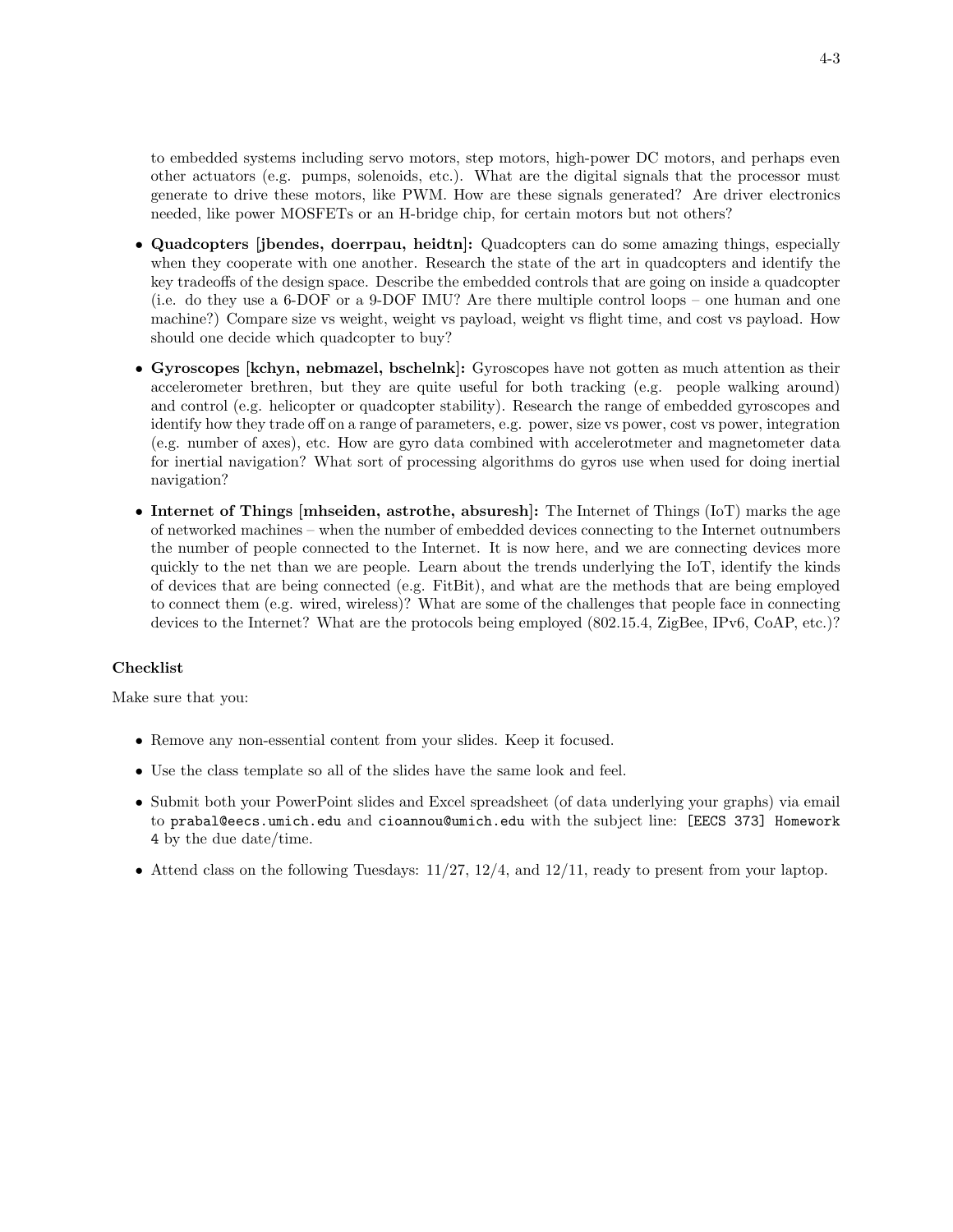to embedded systems including servo motors, step motors, high-power DC motors, and perhaps even other actuators (e.g. pumps, solenoids, etc.). What are the digital signals that the processor must generate to drive these motors, like PWM. How are these signals generated? Are driver electronics needed, like power MOSFETs or an H-bridge chip, for certain motors but not others?

- **Quadcopters [jbendes, doerrpau, heidtn]:** Quadcopters can do some amazing things, especially when they cooperate with one another. Research the state of the art in quadcopters and identify the key tradeoffs of the design space. Describe the embedded controls that are going on inside a quadcopter (i.e. do they use a 6-DOF or a 9-DOF IMU? Are there multiple control loops – one human and one machine?) Compare size vs weight, weight vs payload, weight vs flight time, and cost vs payload. How should one decide which quadcopter to buy?

- **Gyroscopes [kchyn, nebmazel, bschelnk]:** Gyroscopes have not gotten as much attention as their accelerometer brethren, but they are quite useful for both tracking (e.g. people walking around) and control (e.g. helicopter or quadcopter stability). Research the range of embedded gyroscopes and identify how they trade off on a range of parameters, e.g. power, size vs power, cost vs power, integration (e.g. number of axes), etc. How are gyro data combined with accelerotmeter and magnetometer data for inertial navigation? What sort of processing algorithms do gyros use when used for doing inertial navigation?

- **Internet of Things [mhseiden, astrothe, absuresh]:** The Internet of Things (IoT) marks the age of networked machines – when the number of embedded devices connecting to the Internet outnumbers the number of people connected to the Internet. It is now here, and we are connecting devices more quickly to the net than we are people. Learn about the trends underlying the IoT, identify the kinds of devices that are being connected (e.g. FitBit), and what are the methods that are being employed to connect them (e.g. wired, wireless)? What are some of the challenges that people face in connecting devices to the Internet? What are the protocols being employed (802.15.4, ZigBee, IPv6, CoAP, etc.)?

**Checklist**

Make sure that you:

- Remove any non-essential content from your slides. Keep it focused.
- Use the class template so all of the slides have the same look and feel.
- Submit both your PowerPoint slides and Excel spreadsheet (of data underlying your graphs) via email to `prabal@eecs.umich.edu` and `cioannou@umich.edu` with the subject line: `[EECS 373] Homework 4` by the due date/time.
- Attend class on the following Tuesdays: 11/27, 12/4, and 12/11, ready to present from your laptop.